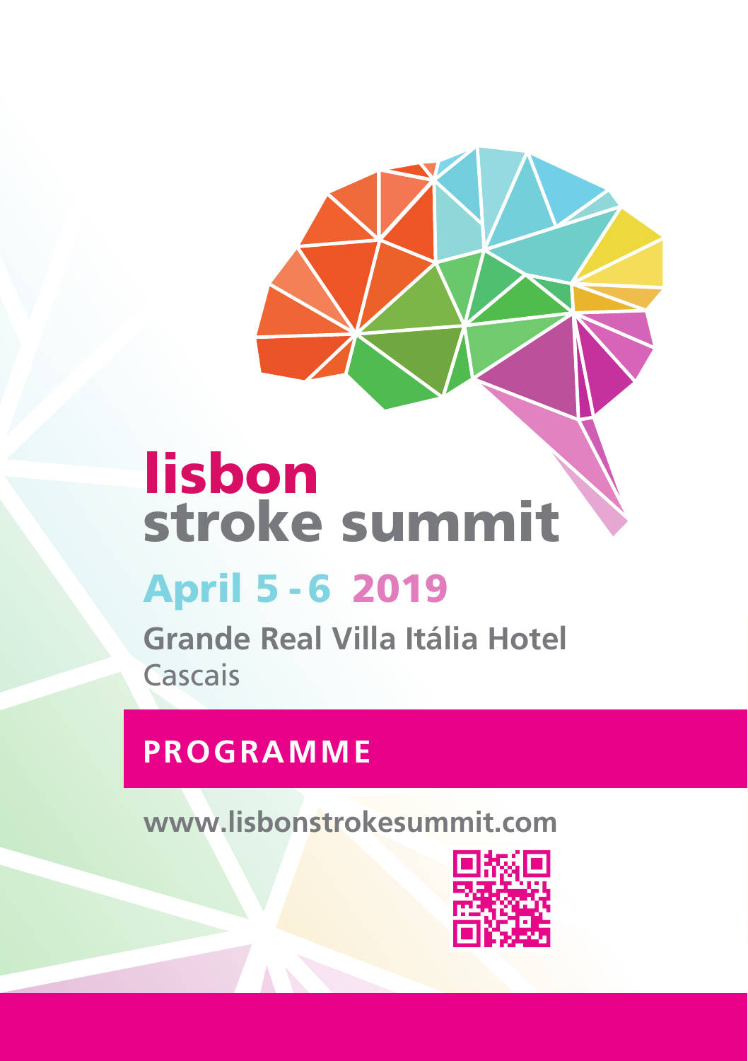# lisbon stroke summit

## April 5 - 6 2019

**Grande Real Villa Itália Hotel**
Cascais

## PROGRAMME

**www.lisbonstrokesummit.com**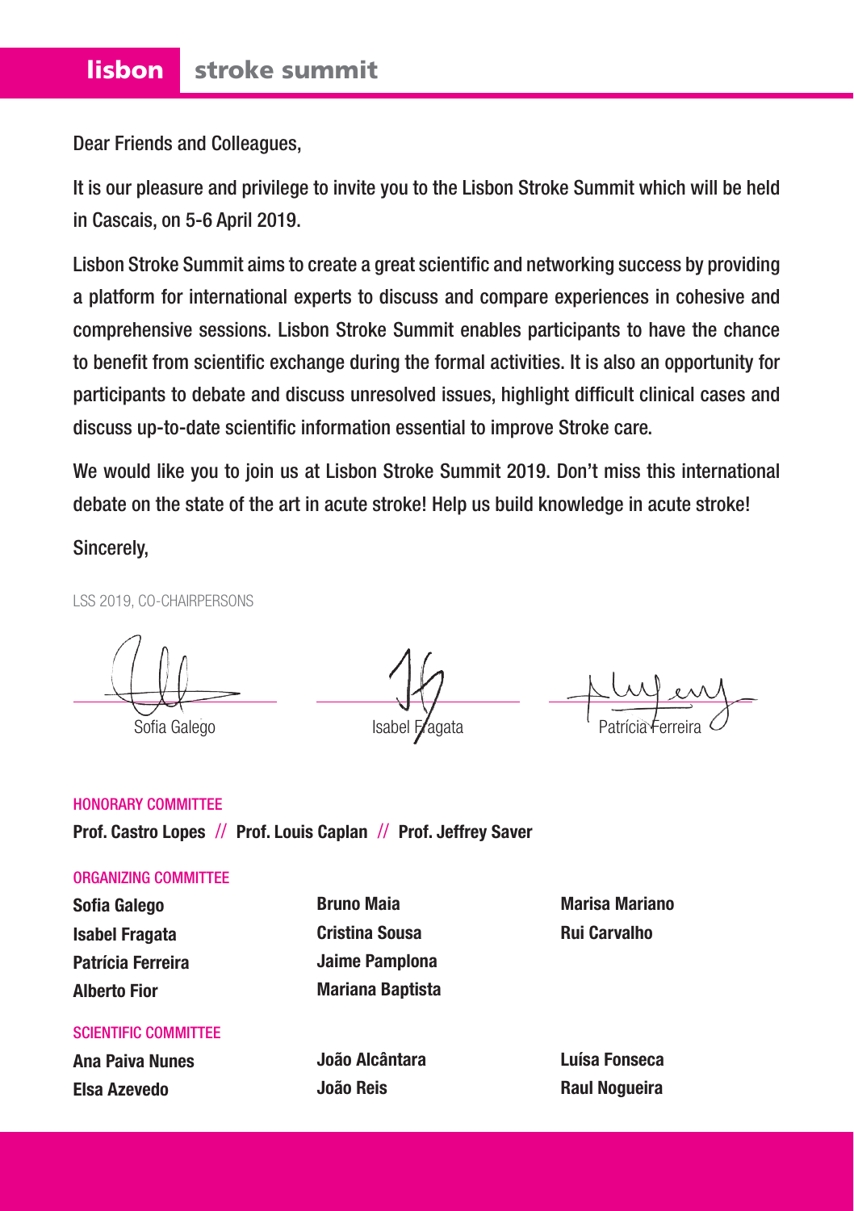Dear Friends and Colleagues,

It is our pleasure and privilege to invite you to the Lisbon Stroke Summit which will be held in Cascais, on 5-6 April 2019.

Lisbon Stroke Summit aims to create a great scientific and networking success by providing a platform for international experts to discuss and compare experiences in cohesive and comprehensive sessions. Lisbon Stroke Summit enables participants to have the chance to benefit from scientific exchange during the formal activities. It is also an opportunity for participants to debate and discuss unresolved issues, highlight difficult clinical cases and discuss up-to-date scientific information essential to improve Stroke care.

We would like you to join us at Lisbon Stroke Summit 2019. Don't miss this international debate on the state of the art in acute stroke! Help us build knowledge in acute stroke!

Sincerely,

LSS 2019, CO-CHAIRPERSONS

Sofia Galego  Isabel Fragata  Patrícia Ferreira

HONORARY COMMITTEE

**Prof. Castro Lopes // Prof. Louis Caplan // Prof. Jeffrey Saver**

ORGANIZING COMMITTEE

**Sofia Galego**
**Isabel Fragata**
**Patrícia Ferreira**
**Alberto Fior**
**Bruno Maia**
**Cristina Sousa**
**Jaime Pamplona**
**Mariana Baptista**
**Marisa Mariano**
**Rui Carvalho**

SCIENTIFIC COMMITTEE

**Ana Paiva Nunes**
**Elsa Azevedo**
**João Alcântara**
**João Reis**
**Luísa Fonseca**
**Raul Nogueira**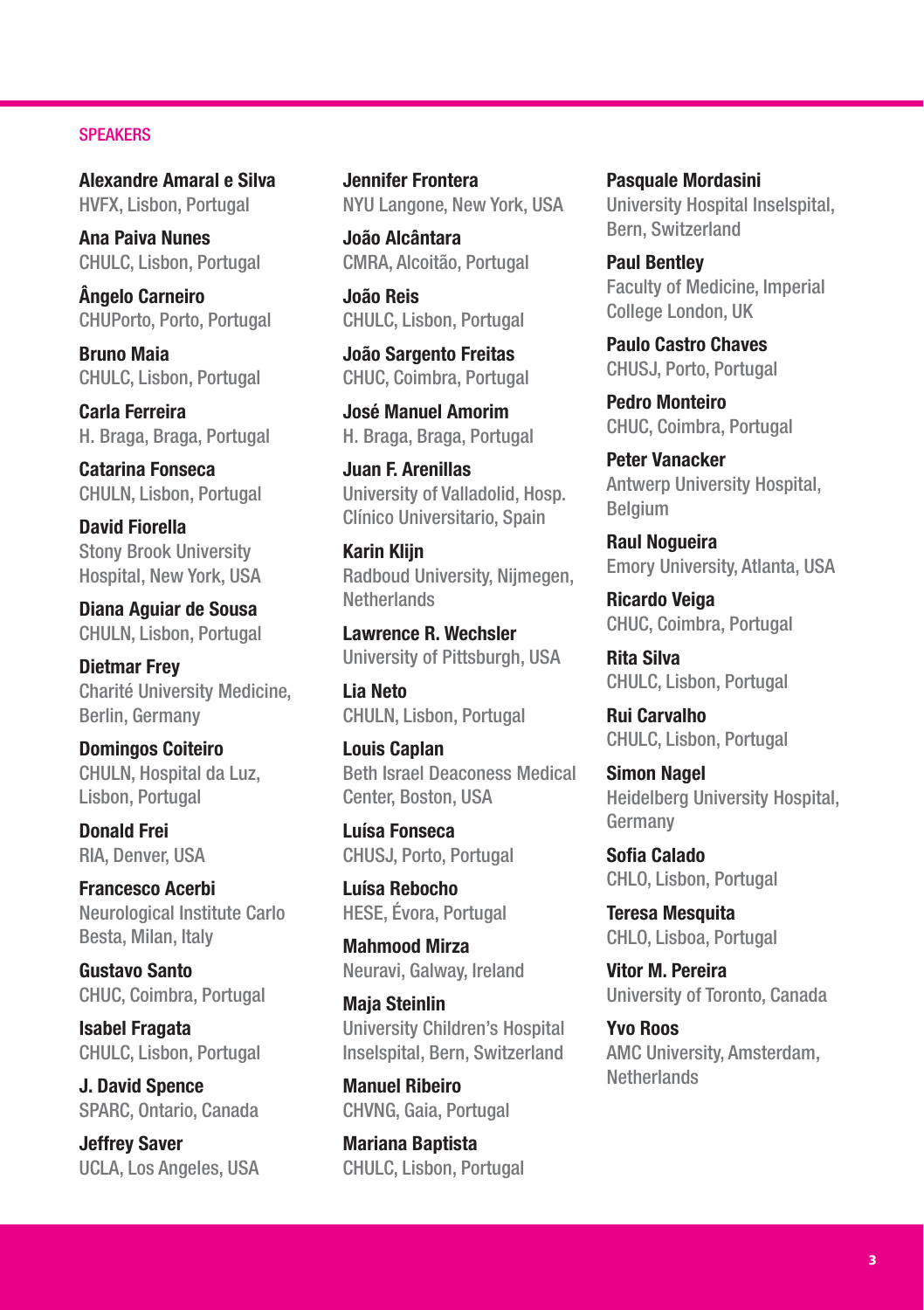## SPEAKERS

**Alexandre Amaral e Silva**
HVFX, Lisbon, Portugal

**Ana Paiva Nunes**
CHULC, Lisbon, Portugal

**Ângelo Carneiro**
CHUPorto, Porto, Portugal

**Bruno Maia**
CHULC, Lisbon, Portugal

**Carla Ferreira**
H. Braga, Braga, Portugal

**Catarina Fonseca**
CHULN, Lisbon, Portugal

**David Fiorella**
Stony Brook University Hospital, New York, USA

**Diana Aguiar de Sousa**
CHULN, Lisbon, Portugal

**Dietmar Frey**
Charité University Medicine, Berlin, Germany

**Domingos Coiteiro**
CHULN, Hospital da Luz, Lisbon, Portugal

**Donald Frei**
RIA, Denver, USA

**Francesco Acerbi**
Neurological Institute Carlo Besta, Milan, Italy

**Gustavo Santo**
CHUC, Coimbra, Portugal

**Isabel Fragata**
CHULC, Lisbon, Portugal

**J. David Spence**
SPARC, Ontario, Canada

**Jeffrey Saver**
UCLA, Los Angeles, USA

**Jennifer Frontera**
NYU Langone, New York, USA

**João Alcântara**
CMRA, Alcoitão, Portugal

**João Reis**
CHULC, Lisbon, Portugal

**João Sargento Freitas**
CHUC, Coimbra, Portugal

**José Manuel Amorim**
H. Braga, Braga, Portugal

**Juan F. Arenillas**
University of Valladolid, Hosp. Clínico Universitario, Spain

**Karin Klijn**
Radboud University, Nijmegen, Netherlands

**Lawrence R. Wechsler**
University of Pittsburgh, USA

**Lia Neto**
CHULN, Lisbon, Portugal

**Louis Caplan**
Beth Israel Deaconess Medical Center, Boston, USA

**Luísa Fonseca**
CHUSJ, Porto, Portugal

**Luísa Rebocho**
HESE, Évora, Portugal

**Mahmood Mirza**
Neuravi, Galway, Ireland

**Maja Steinlin**
University Children's Hospital Inselspital, Bern, Switzerland

**Manuel Ribeiro**
CHVNG, Gaia, Portugal

**Mariana Baptista**
CHULC, Lisbon, Portugal

**Pasquale Mordasini**
University Hospital Inselspital, Bern, Switzerland

**Paul Bentley**
Faculty of Medicine, Imperial College London, UK

**Paulo Castro Chaves**
CHUSJ, Porto, Portugal

**Pedro Monteiro**
CHUC, Coimbra, Portugal

**Peter Vanacker**
Antwerp University Hospital, Belgium

**Raul Nogueira**
Emory University, Atlanta, USA

**Ricardo Veiga**
CHUC, Coimbra, Portugal

**Rita Silva**
CHULC, Lisbon, Portugal

**Rui Carvalho**
CHULC, Lisbon, Portugal

**Simon Nagel**
Heidelberg University Hospital, Germany

**Sofia Calado**
CHLO, Lisbon, Portugal

**Teresa Mesquita**
CHLO, Lisboa, Portugal

**Vitor M. Pereira**
University of Toronto, Canada

**Yvo Roos**
AMC University, Amsterdam, Netherlands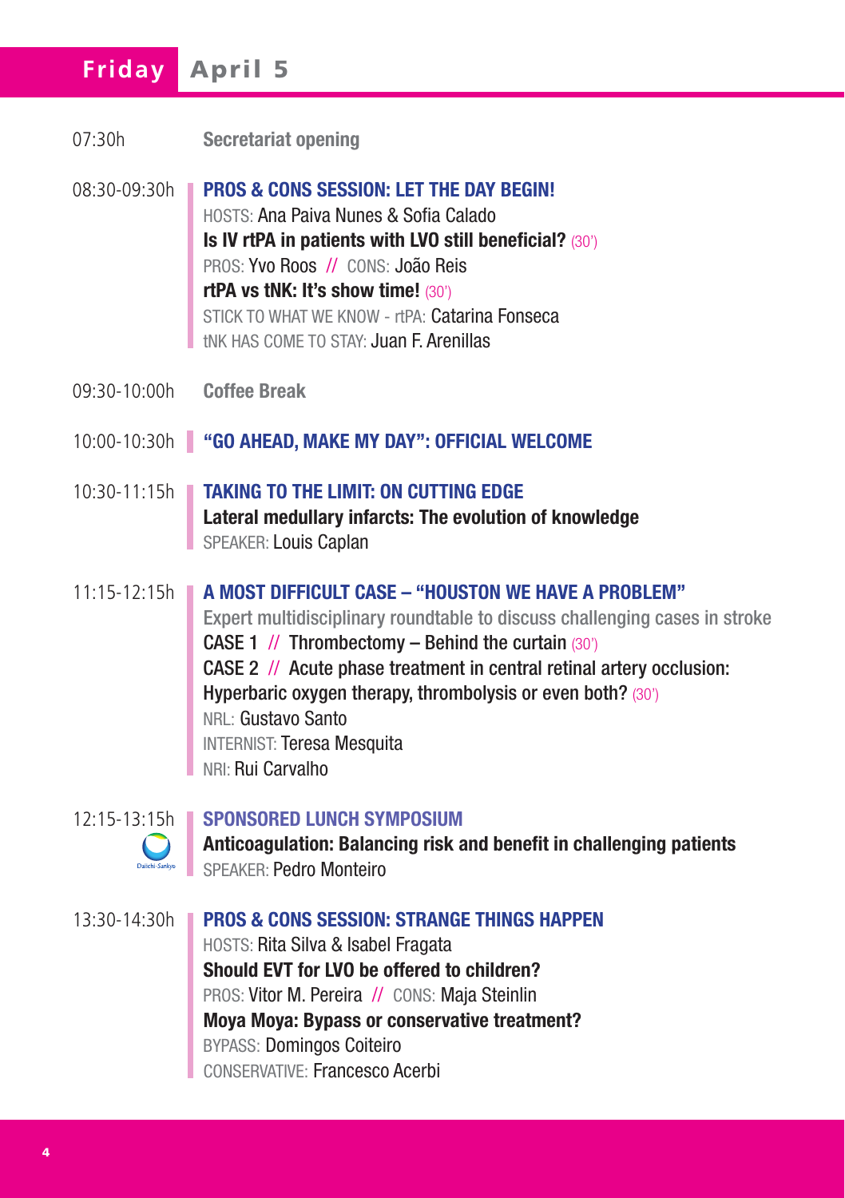# Friday April 5

07:30h **Secretariat opening**

08:30-09:30h **PROS & CONS SESSION: LET THE DAY BEGIN!**
HOSTS: Ana Paiva Nunes & Sofia Calado
**Is IV rtPA in patients with LVO still beneficial?** (30')
PROS: Yvo Roos // CONS: João Reis
**rtPA vs tNK: It's show time!** (30')
STICK TO WHAT WE KNOW - rtPA: Catarina Fonseca
tNK HAS COME TO STAY: Juan F. Arenillas

09:30-10:00h **Coffee Break**

10:00-10:30h **"GO AHEAD, MAKE MY DAY": OFFICIAL WELCOME**

10:30-11:15h **TAKING TO THE LIMIT: ON CUTTING EDGE**
**Lateral medullary infarcts: The evolution of knowledge**
SPEAKER: Louis Caplan

11:15-12:15h **A MOST DIFFICULT CASE – "HOUSTON WE HAVE A PROBLEM"**
Expert multidisciplinary roundtable to discuss challenging cases in stroke
CASE 1 // Thrombectomy – Behind the curtain (30')
CASE 2 // Acute phase treatment in central retinal artery occlusion: Hyperbaric oxygen therapy, thrombolysis or even both? (30')
NRL: Gustavo Santo
INTERNIST: Teresa Mesquita
NRI: Rui Carvalho

12:15-13:15h **SPONSORED LUNCH SYMPOSIUM**
Daiichi-Sankyo
**Anticoagulation: Balancing risk and benefit in challenging patients**
SPEAKER: Pedro Monteiro

13:30-14:30h **PROS & CONS SESSION: STRANGE THINGS HAPPEN**
HOSTS: Rita Silva & Isabel Fragata
**Should EVT for LVO be offered to children?**
PROS: Vitor M. Pereira // CONS: Maja Steinlin
**Moya Moya: Bypass or conservative treatment?**
BYPASS: Domingos Coiteiro
CONSERVATIVE: Francesco Acerbi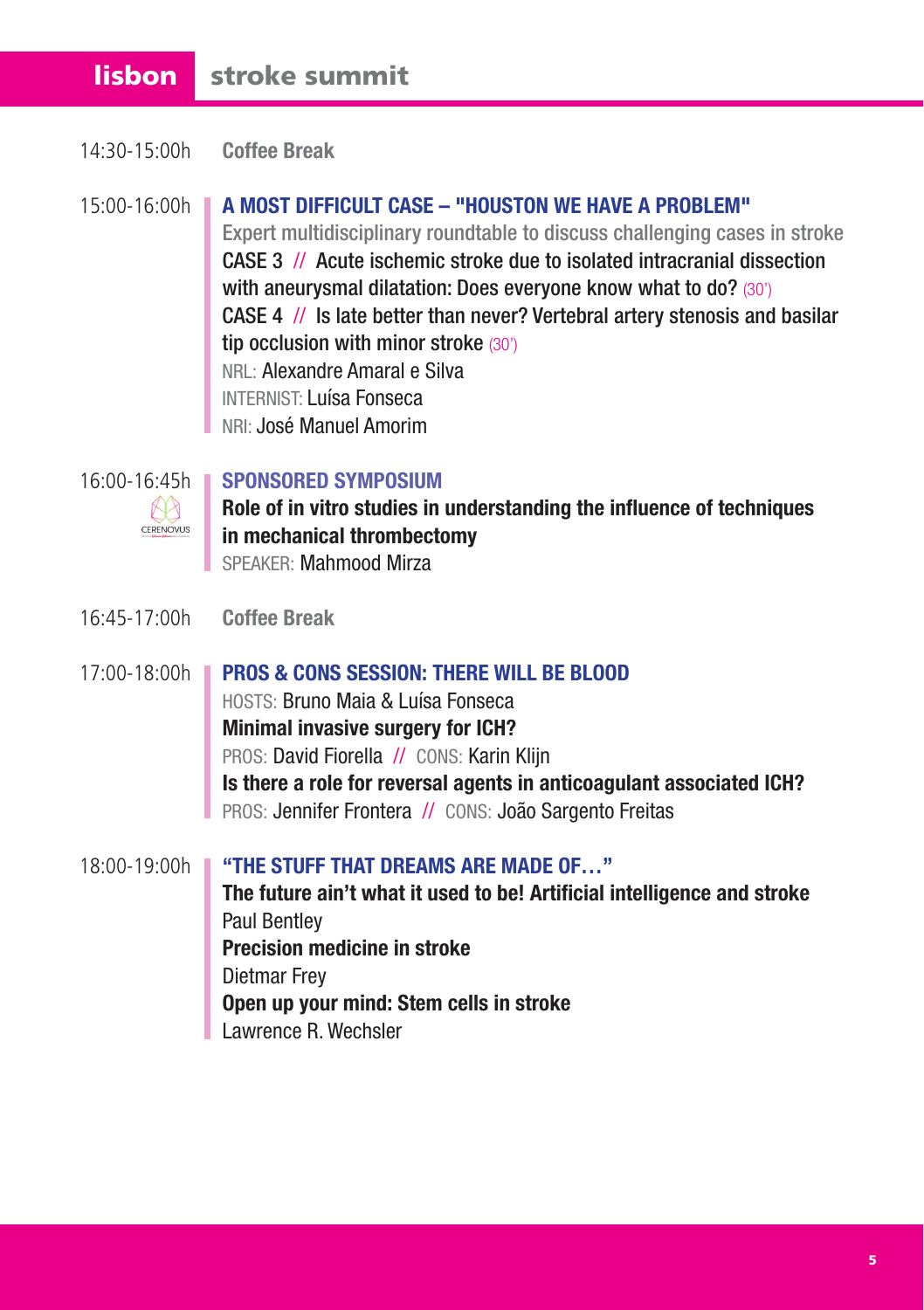14:30-15:00h **Coffee Break**

15:00-16:00h **A MOST DIFFICULT CASE – "HOUSTON WE HAVE A PROBLEM"**

Expert multidisciplinary roundtable to discuss challenging cases in stroke

CASE 3 // Acute ischemic stroke due to isolated intracranial dissection with aneurysmal dilatation: Does everyone know what to do? (30')

CASE 4 // Is late better than never? Vertebral artery stenosis and basilar tip occlusion with minor stroke (30')

NRL: Alexandre Amaral e Silva

INTERNIST: Luísa Fonseca

NRI: José Manuel Amorim

16:00-16:45h **SPONSORED SYMPOSIUM**

CERENOVUS

**Role of in vitro studies in understanding the influence of techniques in mechanical thrombectomy**

SPEAKER: Mahmood Mirza

16:45-17:00h **Coffee Break**

17:00-18:00h **PROS & CONS SESSION: THERE WILL BE BLOOD**

HOSTS: Bruno Maia & Luísa Fonseca

**Minimal invasive surgery for ICH?**

PROS: David Fiorella // CONS: Karin Klijn

**Is there a role for reversal agents in anticoagulant associated ICH?**

PROS: Jennifer Frontera // CONS: João Sargento Freitas

18:00-19:00h **"THE STUFF THAT DREAMS ARE MADE OF…"**

**The future ain't what it used to be! Artificial intelligence and stroke**

Paul Bentley

**Precision medicine in stroke**

Dietmar Frey

**Open up your mind: Stem cells in stroke**

Lawrence R. Wechsler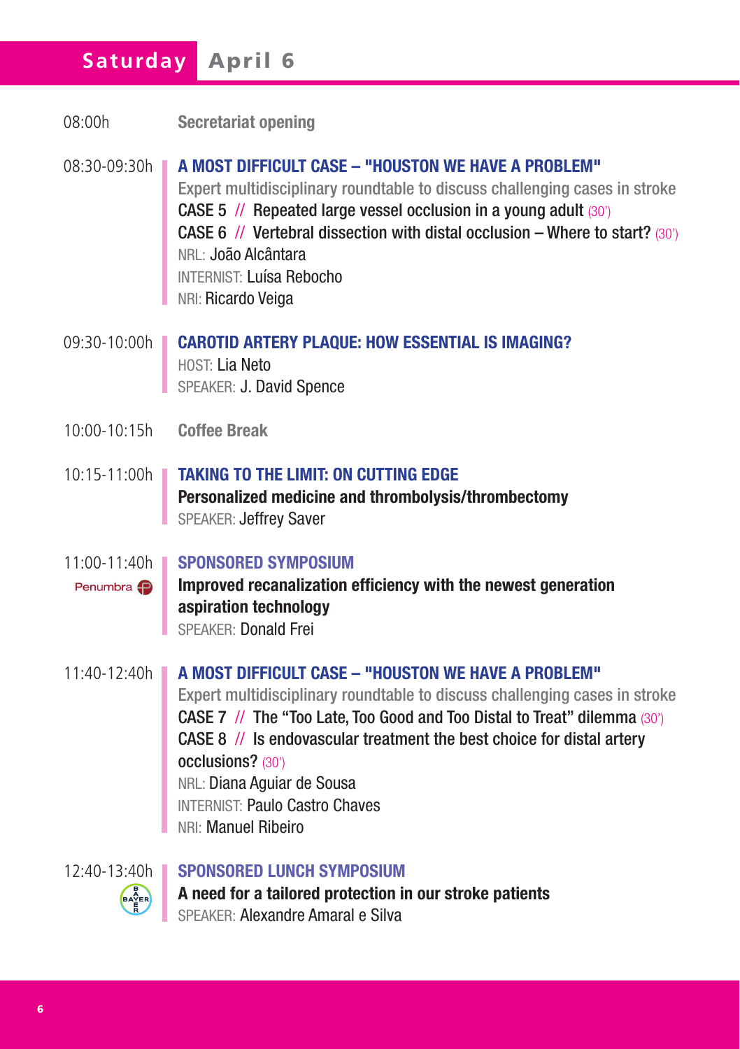## Saturday April 6

08:00h **Secretariat opening**

08:30-09:30h **A MOST DIFFICULT CASE – "HOUSTON WE HAVE A PROBLEM"**
Expert multidisciplinary roundtable to discuss challenging cases in stroke
CASE 5 // Repeated large vessel occlusion in a young adult (30')
CASE 6 // Vertebral dissection with distal occlusion – Where to start? (30')
NRL: João Alcântara
INTERNIST: Luísa Rebocho
NRI: Ricardo Veiga

09:30-10:00h **CAROTID ARTERY PLAQUE: HOW ESSENTIAL IS IMAGING?**
HOST: Lia Neto
SPEAKER: J. David Spence

10:00-10:15h **Coffee Break**

10:15-11:00h **TAKING TO THE LIMIT: ON CUTTING EDGE**
**Personalized medicine and thrombolysis/thrombectomy**
SPEAKER: Jeffrey Saver

11:00-11:40h **SPONSORED SYMPOSIUM**
Penumbra
**Improved recanalization efficiency with the newest generation aspiration technology**
SPEAKER: Donald Frei

11:40-12:40h **A MOST DIFFICULT CASE – "HOUSTON WE HAVE A PROBLEM"**
Expert multidisciplinary roundtable to discuss challenging cases in stroke
CASE 7 // The "Too Late, Too Good and Too Distal to Treat" dilemma (30')
CASE 8 // Is endovascular treatment the best choice for distal artery occlusions? (30')
NRL: Diana Aguiar de Sousa
INTERNIST: Paulo Castro Chaves
NRI: Manuel Ribeiro

12:40-13:40h **SPONSORED LUNCH SYMPOSIUM**
Bayer
**A need for a tailored protection in our stroke patients**
SPEAKER: Alexandre Amaral e Silva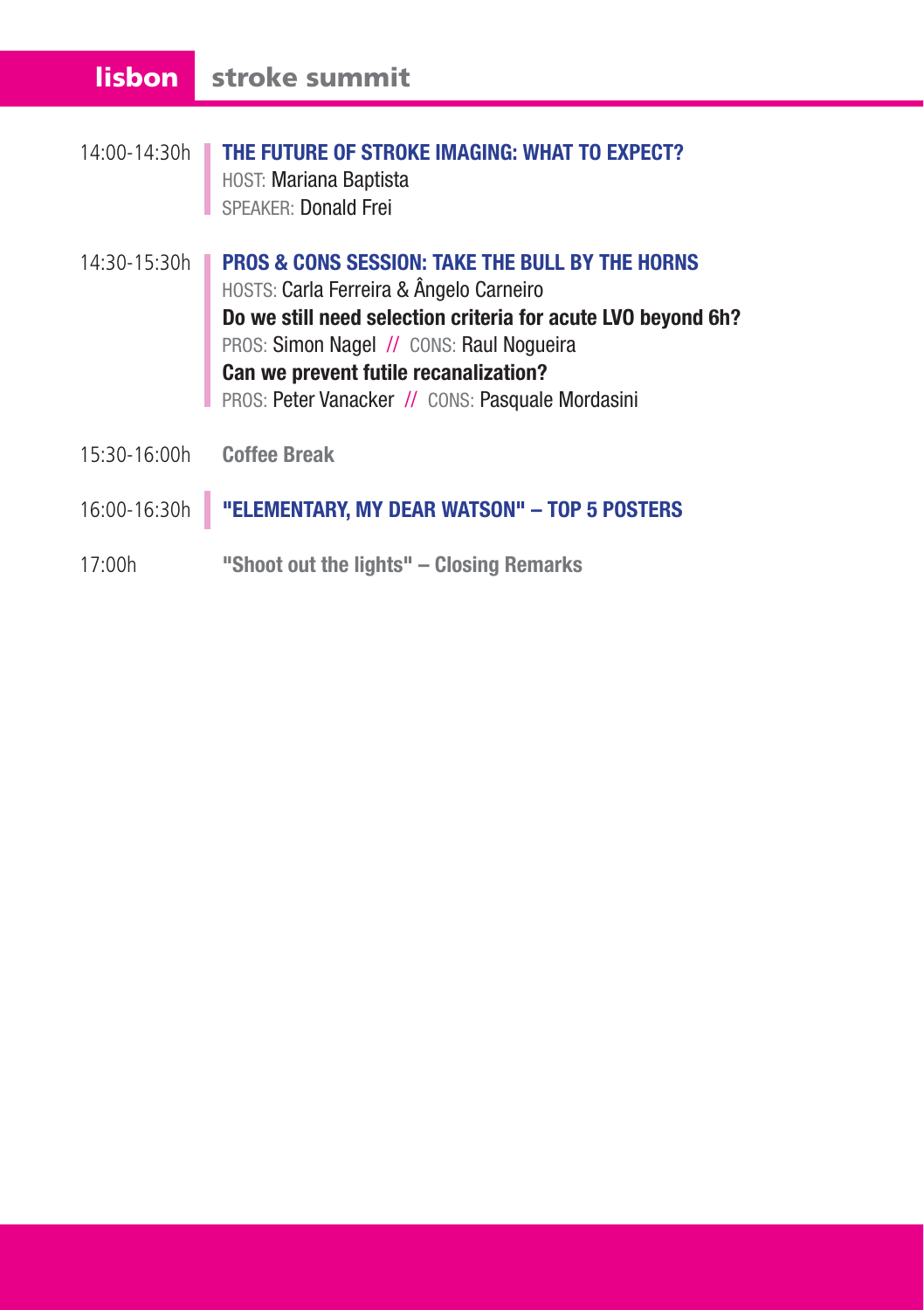14:00-14:30h **THE FUTURE OF STROKE IMAGING: WHAT TO EXPECT?**
HOST: Mariana Baptista
SPEAKER: Donald Frei

14:30-15:30h **PROS & CONS SESSION: TAKE THE BULL BY THE HORNS**
HOSTS: Carla Ferreira & Ângelo Carneiro
**Do we still need selection criteria for acute LVO beyond 6h?**
PROS: Simon Nagel // CONS: Raul Nogueira
**Can we prevent futile recanalization?**
PROS: Peter Vanacker // CONS: Pasquale Mordasini

15:30-16:00h **Coffee Break**

16:00-16:30h **"ELEMENTARY, MY DEAR WATSON" – TOP 5 POSTERS**

17:00h **"Shoot out the lights" – Closing Remarks**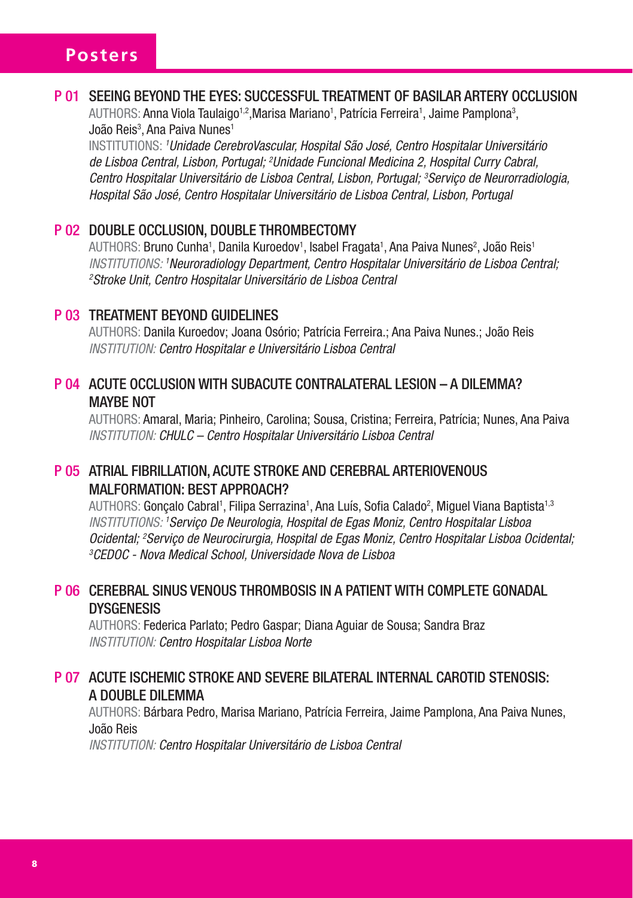# Posters

## P 01 SEEING BEYOND THE EYES: SUCCESSFUL TREATMENT OF BASILAR ARTERY OCCLUSION

AUTHORS: Anna Viola Taulaigo[1,2], Marisa Mariano[1], Patrícia Ferreira[1], Jaime Pamplona[3], João Reis[3], Ana Paiva Nunes[1]

INSTITUTIONS: *[1]Unidade CerebroVascular, Hospital São José, Centro Hospitalar Universitário de Lisboa Central, Lisbon, Portugal; [2]Unidade Funcional Medicina 2, Hospital Curry Cabral, Centro Hospitalar Universitário de Lisboa Central, Lisbon, Portugal; [3]Serviço de Neurorradiologia, Hospital São José, Centro Hospitalar Universitário de Lisboa Central, Lisbon, Portugal*

## P 02 DOUBLE OCCLUSION, DOUBLE THROMBECTOMY

AUTHORS: Bruno Cunha[1], Danila Kuroedov[1], Isabel Fragata[1], Ana Paiva Nunes[2], João Reis[1]

*INSTITUTIONS: [1]Neuroradiology Department, Centro Hospitalar Universitário de Lisboa Central; [2]Stroke Unit, Centro Hospitalar Universitário de Lisboa Central*

## P 03 TREATMENT BEYOND GUIDELINES

AUTHORS: Danila Kuroedov; Joana Osório; Patrícia Ferreira.; Ana Paiva Nunes.; João Reis

*INSTITUTION: Centro Hospitalar e Universitário Lisboa Central*

## P 04 ACUTE OCCLUSION WITH SUBACUTE CONTRALATERAL LESION – A DILEMMA? MAYBE NOT

AUTHORS: Amaral, Maria; Pinheiro, Carolina; Sousa, Cristina; Ferreira, Patrícia; Nunes, Ana Paiva

*INSTITUTION: CHULC – Centro Hospitalar Universitário Lisboa Central*

## P 05 ATRIAL FIBRILLATION, ACUTE STROKE AND CEREBRAL ARTERIOVENOUS MALFORMATION: BEST APPROACH?

AUTHORS: Gonçalo Cabral[1], Filipa Serrazina[1], Ana Luís, Sofia Calado[2], Miguel Viana Baptista[1,3]

*INSTITUTIONS: [1]Serviço De Neurologia, Hospital de Egas Moniz, Centro Hospitalar Lisboa Ocidental; [2]Serviço de Neurocirurgia, Hospital de Egas Moniz, Centro Hospitalar Lisboa Ocidental; [3]CEDOC - Nova Medical School, Universidade Nova de Lisboa*

## P 06 CEREBRAL SINUS VENOUS THROMBOSIS IN A PATIENT WITH COMPLETE GONADAL DYSGENESIS

AUTHORS: Federica Parlato; Pedro Gaspar; Diana Aguiar de Sousa; Sandra Braz

*INSTITUTION: Centro Hospitalar Lisboa Norte*

## P 07 ACUTE ISCHEMIC STROKE AND SEVERE BILATERAL INTERNAL CAROTID STENOSIS: A DOUBLE DILEMMA

AUTHORS: Bárbara Pedro, Marisa Mariano, Patrícia Ferreira, Jaime Pamplona, Ana Paiva Nunes, João Reis

*INSTITUTION: Centro Hospitalar Universitário de Lisboa Central*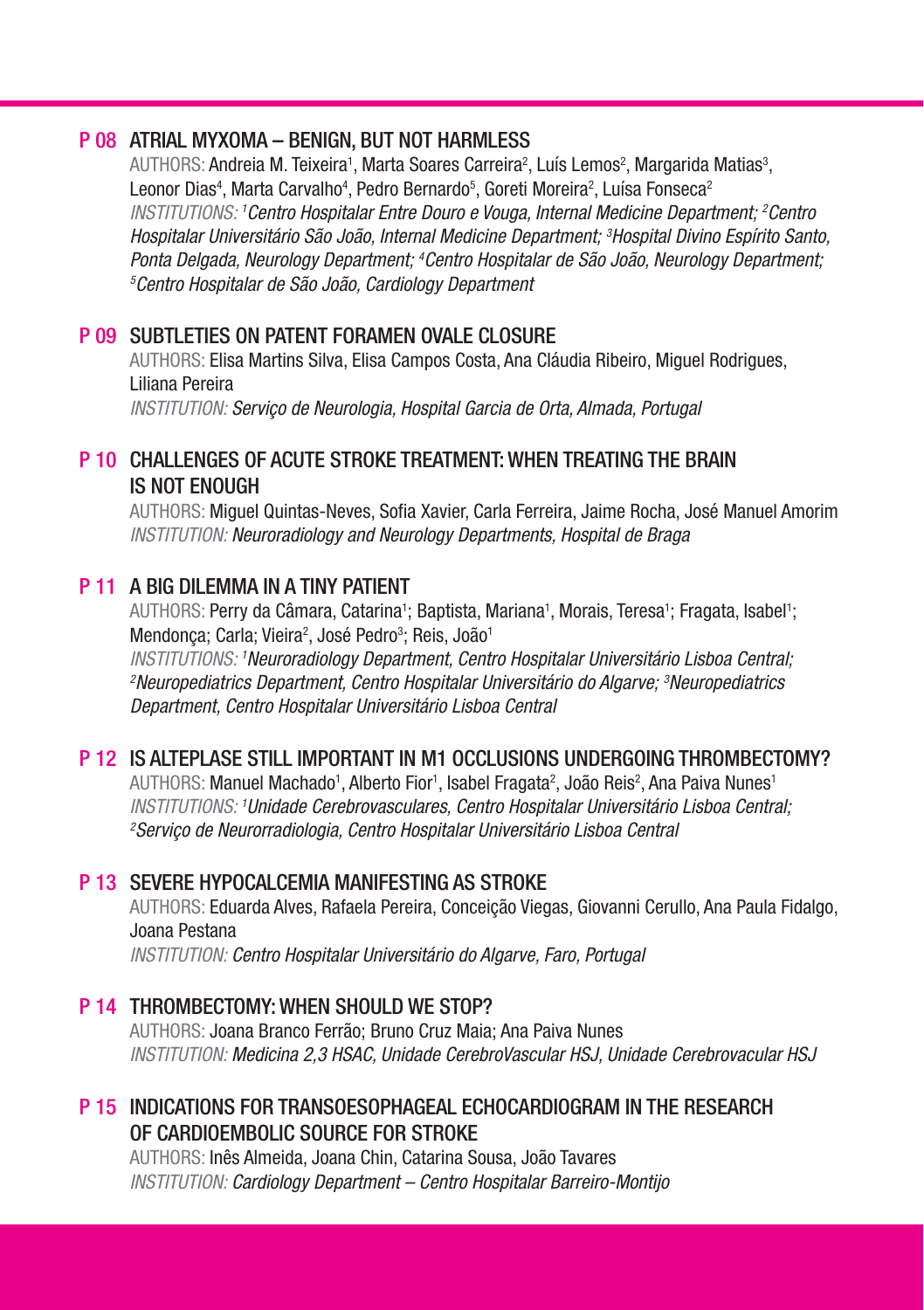## P 08 ATRIAL MYXOMA – BENIGN, BUT NOT HARMLESS

AUTHORS: Andreia M. Teixeira[1], Marta Soares Carreira[2], Luís Lemos[2], Margarida Matias[3], Leonor Dias[4], Marta Carvalho[4], Pedro Bernardo[5], Goreti Moreira[2], Luísa Fonseca[2]

*INSTITUTIONS: [1]Centro Hospitalar Entre Douro e Vouga, Internal Medicine Department; [2]Centro Hospitalar Universitário São João, Internal Medicine Department; [3]Hospital Divino Espírito Santo, Ponta Delgada, Neurology Department; [4]Centro Hospitalar de São João, Neurology Department; [5]Centro Hospitalar de São João, Cardiology Department*

## P 09 SUBTLETIES ON PATENT FORAMEN OVALE CLOSURE

AUTHORS: Elisa Martins Silva, Elisa Campos Costa, Ana Cláudia Ribeiro, Miguel Rodrigues, Liliana Pereira

*INSTITUTION: Serviço de Neurologia, Hospital Garcia de Orta, Almada, Portugal*

## P 10 CHALLENGES OF ACUTE STROKE TREATMENT: WHEN TREATING THE BRAIN IS NOT ENOUGH

AUTHORS: Miguel Quintas-Neves, Sofia Xavier, Carla Ferreira, Jaime Rocha, José Manuel Amorim

*INSTITUTION: Neuroradiology and Neurology Departments, Hospital de Braga*

## P 11 A BIG DILEMMA IN A TINY PATIENT

AUTHORS: Perry da Câmara, Catarina[1]; Baptista, Mariana[1], Morais, Teresa[1]; Fragata, Isabel[1]; Mendonça; Carla; Vieira[2], José Pedro[3]; Reis, João[1]

*INSTITUTIONS: [1]Neuroradiology Department, Centro Hospitalar Universitário Lisboa Central; [2]Neuropediatrics Department, Centro Hospitalar Universitário do Algarve; [3]Neuropediatrics Department, Centro Hospitalar Universitário Lisboa Central*

## P 12 IS ALTEPLASE STILL IMPORTANT IN M1 OCCLUSIONS UNDERGOING THROMBECTOMY?

AUTHORS: Manuel Machado[1], Alberto Fior[1], Isabel Fragata[2], João Reis[2], Ana Paiva Nunes[1]

*INSTITUTIONS: [1]Unidade Cerebrovasculares, Centro Hospitalar Universitário Lisboa Central; [2]Serviço de Neurorradiologia, Centro Hospitalar Universitário Lisboa Central*

## P 13 SEVERE HYPOCALCEMIA MANIFESTING AS STROKE

AUTHORS: Eduarda Alves, Rafaela Pereira, Conceição Viegas, Giovanni Cerullo, Ana Paula Fidalgo, Joana Pestana

*INSTITUTION: Centro Hospitalar Universitário do Algarve, Faro, Portugal*

## P 14 THROMBECTOMY: WHEN SHOULD WE STOP?

AUTHORS: Joana Branco Ferrão; Bruno Cruz Maia; Ana Paiva Nunes

*INSTITUTION: Medicina 2,3 HSAC, Unidade CerebroVascular HSJ, Unidade Cerebrovacular HSJ*

## P 15 INDICATIONS FOR TRANSOESOPHAGEAL ECHOCARDIOGRAM IN THE RESEARCH OF CARDIOEMBOLIC SOURCE FOR STROKE

AUTHORS: Inês Almeida, Joana Chin, Catarina Sousa, João Tavares

*INSTITUTION: Cardiology Department – Centro Hospitalar Barreiro-Montijo*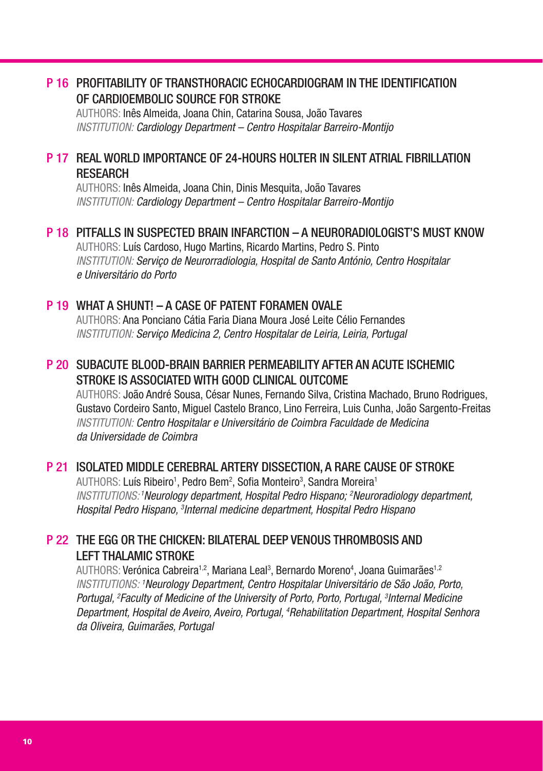## P 16 PROFITABILITY OF TRANSTHORACIC ECHOCARDIOGRAM IN THE IDENTIFICATION OF CARDIOEMBOLIC SOURCE FOR STROKE

AUTHORS: Inês Almeida, Joana Chin, Catarina Sousa, João Tavares

*INSTITUTION: Cardiology Department – Centro Hospitalar Barreiro-Montijo*

## P 17 REAL WORLD IMPORTANCE OF 24-HOURS HOLTER IN SILENT ATRIAL FIBRILLATION RESEARCH

AUTHORS: Inês Almeida, Joana Chin, Dinis Mesquita, João Tavares

*INSTITUTION: Cardiology Department – Centro Hospitalar Barreiro-Montijo*

## P 18 PITFALLS IN SUSPECTED BRAIN INFARCTION – A NEURORADIOLOGIST'S MUST KNOW

AUTHORS: Luís Cardoso, Hugo Martins, Ricardo Martins, Pedro S. Pinto

*INSTITUTION: Serviço de Neurorradiologia, Hospital de Santo António, Centro Hospitalar e Universitário do Porto*

## P 19 WHAT A SHUNT! – A CASE OF PATENT FORAMEN OVALE

AUTHORS: Ana Ponciano Cátia Faria Diana Moura José Leite Célio Fernandes

*INSTITUTION: Serviço Medicina 2, Centro Hospitalar de Leiria, Leiria, Portugal*

## P 20 SUBACUTE BLOOD-BRAIN BARRIER PERMEABILITY AFTER AN ACUTE ISCHEMIC STROKE IS ASSOCIATED WITH GOOD CLINICAL OUTCOME

AUTHORS: João André Sousa, César Nunes, Fernando Silva, Cristina Machado, Bruno Rodrigues, Gustavo Cordeiro Santo, Miguel Castelo Branco, Lino Ferreira, Luis Cunha, João Sargento-Freitas

*INSTITUTION: Centro Hospitalar e Universitário de Coimbra Faculdade de Medicina da Universidade de Coimbra*

## P 21 ISOLATED MIDDLE CEREBRAL ARTERY DISSECTION, A RARE CAUSE OF STROKE

AUTHORS: Luís Ribeiro[1], Pedro Bem[2], Sofia Monteiro[3], Sandra Moreira[1]

*INSTITUTIONS: [1]Neurology department, Hospital Pedro Hispano; [2]Neuroradiology department, Hospital Pedro Hispano, [3]Internal medicine department, Hospital Pedro Hispano*

## P 22 THE EGG OR THE CHICKEN: BILATERAL DEEP VENOUS THROMBOSIS AND LEFT THALAMIC STROKE

AUTHORS: Verónica Cabreira[1,2], Mariana Leal[3], Bernardo Moreno[4], Joana Guimarães[1,2]

*INSTITUTIONS: [1]Neurology Department, Centro Hospitalar Universitário de São João, Porto, Portugal, [2]Faculty of Medicine of the University of Porto, Porto, Portugal, [3]Internal Medicine Department, Hospital de Aveiro, Aveiro, Portugal, [4]Rehabilitation Department, Hospital Senhora da Oliveira, Guimarães, Portugal*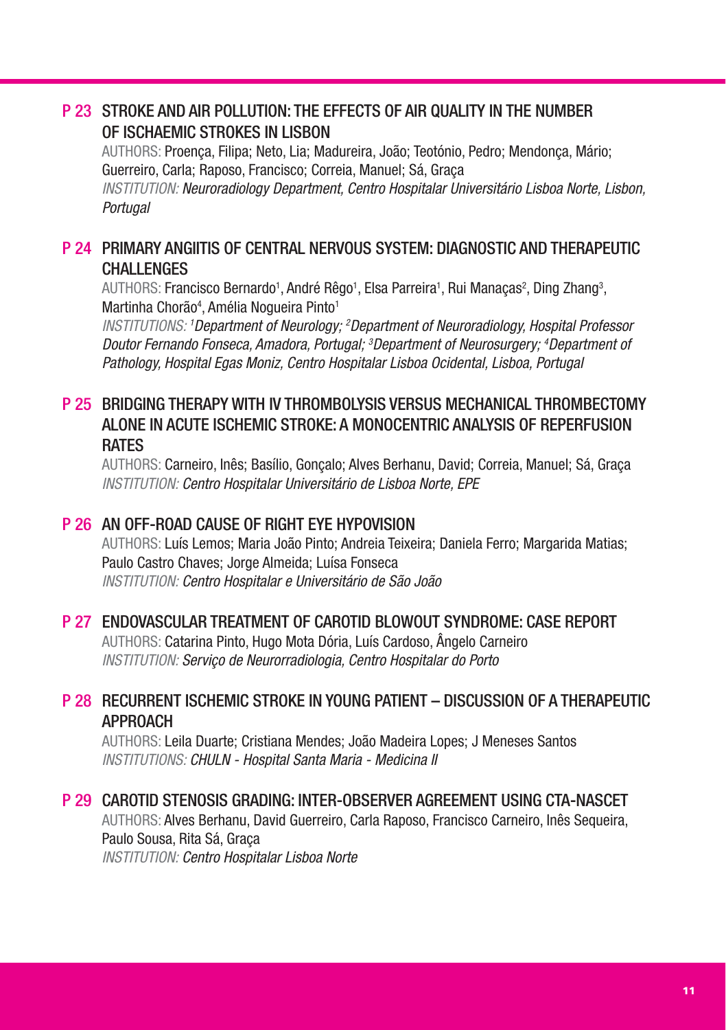## P 23 STROKE AND AIR POLLUTION: THE EFFECTS OF AIR QUALITY IN THE NUMBER OF ISCHAEMIC STROKES IN LISBON

AUTHORS: Proença, Filipa; Neto, Lia; Madureira, João; Teotónio, Pedro; Mendonça, Mário; Guerreiro, Carla; Raposo, Francisco; Correia, Manuel; Sá, Graça

*INSTITUTION: Neuroradiology Department, Centro Hospitalar Universitário Lisboa Norte, Lisbon, Portugal*

## P 24 PRIMARY ANGIITIS OF CENTRAL NERVOUS SYSTEM: DIAGNOSTIC AND THERAPEUTIC CHALLENGES

AUTHORS: Francisco Bernardo[1], André Rêgo[1], Elsa Parreira[1], Rui Manaças[2], Ding Zhang[3], Martinha Chorão[4], Amélia Nogueira Pinto[1]

*INSTITUTIONS: [1]Department of Neurology; [2]Department of Neuroradiology, Hospital Professor Doutor Fernando Fonseca, Amadora, Portugal; [3]Department of Neurosurgery; [4]Department of Pathology, Hospital Egas Moniz, Centro Hospitalar Lisboa Ocidental, Lisboa, Portugal*

## P 25 BRIDGING THERAPY WITH IV THROMBOLYSIS VERSUS MECHANICAL THROMBECTOMY ALONE IN ACUTE ISCHEMIC STROKE: A MONOCENTRIC ANALYSIS OF REPERFUSION RATES

AUTHORS: Carneiro, Inês; Basílio, Gonçalo; Alves Berhanu, David; Correia, Manuel; Sá, Graça

*INSTITUTION: Centro Hospitalar Universitário de Lisboa Norte, EPE*

## P 26 AN OFF-ROAD CAUSE OF RIGHT EYE HYPOVISION

AUTHORS: Luís Lemos; Maria João Pinto; Andreia Teixeira; Daniela Ferro; Margarida Matias; Paulo Castro Chaves; Jorge Almeida; Luísa Fonseca

*INSTITUTION: Centro Hospitalar e Universitário de São João*

## P 27 ENDOVASCULAR TREATMENT OF CAROTID BLOWOUT SYNDROME: CASE REPORT

AUTHORS: Catarina Pinto, Hugo Mota Dória, Luís Cardoso, Ângelo Carneiro

*INSTITUTION: Serviço de Neurorradiologia, Centro Hospitalar do Porto*

## P 28 RECURRENT ISCHEMIC STROKE IN YOUNG PATIENT – DISCUSSION OF A THERAPEUTIC APPROACH

AUTHORS: Leila Duarte; Cristiana Mendes; João Madeira Lopes; J Meneses Santos

*INSTITUTIONS: CHULN - Hospital Santa Maria - Medicina II*

## P 29 CAROTID STENOSIS GRADING: INTER-OBSERVER AGREEMENT USING CTA-NASCET

AUTHORS: Alves Berhanu, David Guerreiro, Carla Raposo, Francisco Carneiro, Inês Sequeira, Paulo Sousa, Rita Sá, Graça

*INSTITUTION: Centro Hospitalar Lisboa Norte*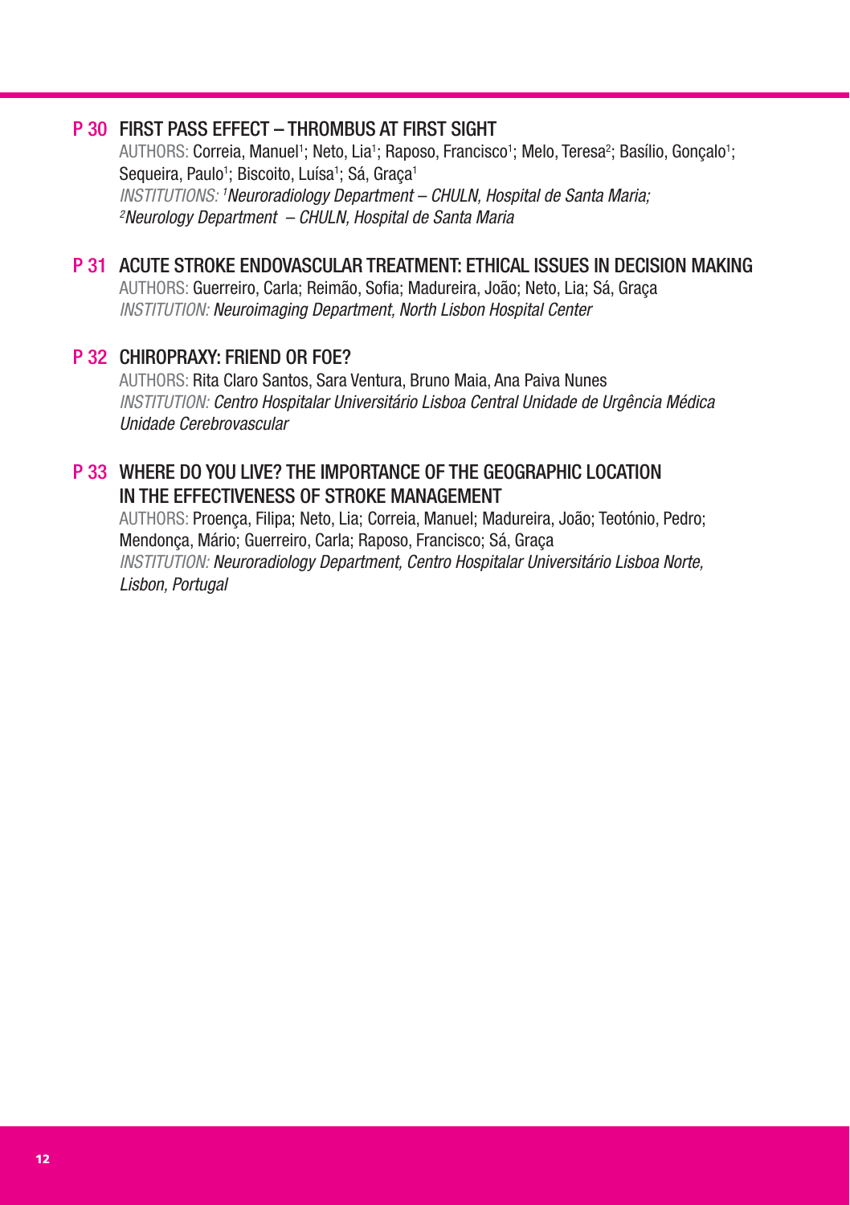## P 30 FIRST PASS EFFECT – THROMBUS AT FIRST SIGHT

AUTHORS: Correia, Manuel[1]; Neto, Lia[1]; Raposo, Francisco[1]; Melo, Teresa[2]; Basílio, Gonçalo[1]; Sequeira, Paulo[1]; Biscoito, Luísa[1]; Sá, Graça[1]

*INSTITUTIONS: [1]Neuroradiology Department – CHULN, Hospital de Santa Maria; [2]Neurology Department – CHULN, Hospital de Santa Maria*

## P 31 ACUTE STROKE ENDOVASCULAR TREATMENT: ETHICAL ISSUES IN DECISION MAKING

AUTHORS: Guerreiro, Carla; Reimão, Sofia; Madureira, João; Neto, Lia; Sá, Graça

*INSTITUTION: Neuroimaging Department, North Lisbon Hospital Center*

## P 32 CHIROPRAXY: FRIEND OR FOE?

AUTHORS: Rita Claro Santos, Sara Ventura, Bruno Maia, Ana Paiva Nunes

*INSTITUTION: Centro Hospitalar Universitário Lisboa Central Unidade de Urgência Médica Unidade Cerebrovascular*

## P 33 WHERE DO YOU LIVE? THE IMPORTANCE OF THE GEOGRAPHIC LOCATION IN THE EFFECTIVENESS OF STROKE MANAGEMENT

AUTHORS: Proença, Filipa; Neto, Lia; Correia, Manuel; Madureira, João; Teotónio, Pedro; Mendonça, Mário; Guerreiro, Carla; Raposo, Francisco; Sá, Graça

*INSTITUTION: Neuroradiology Department, Centro Hospitalar Universitário Lisboa Norte, Lisbon, Portugal*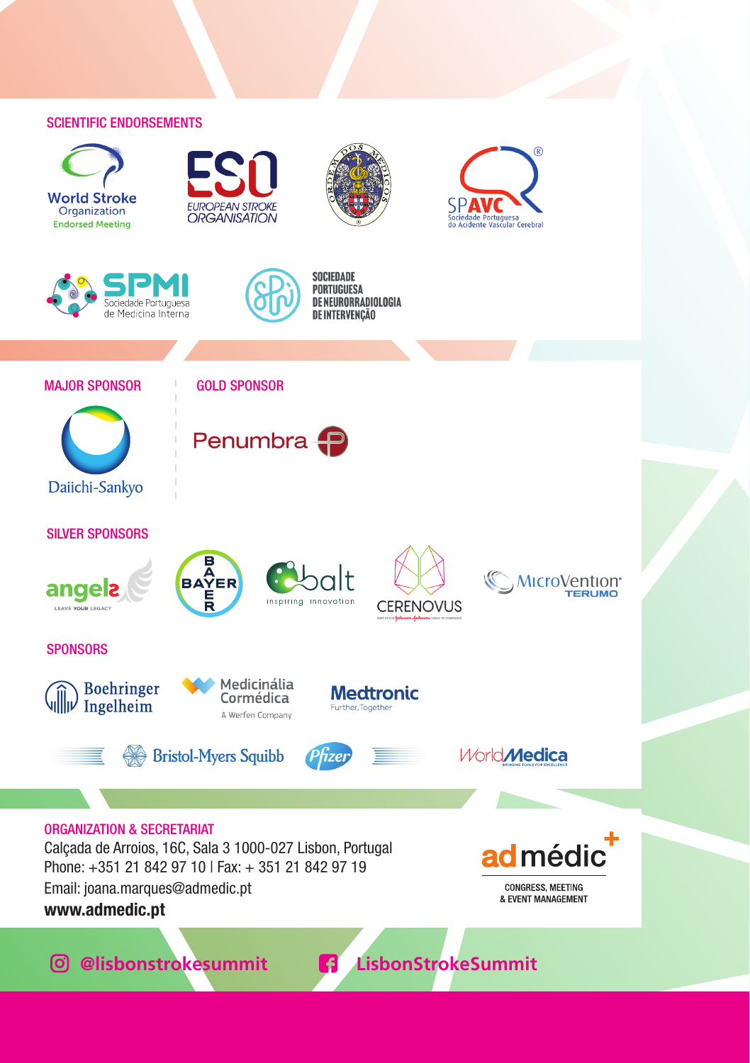## SCIENTIFIC ENDORSEMENTS

World Stroke Organization Endorsed Meeting

ESO EUROPEAN STROKE ORGANISATION

ORDEM DOS MEDICOS

SPAVC Sociedade Portuguesa do Acidente Vascular Cerebral

SPMI Sociedade Portuguesa de Medicina Interna

SOCIEDADE PORTUGUESA DE NEURORRADIOLOGIA DE INTERVENÇÃO

## MAJOR SPONSOR

Daiichi-Sankyo

## GOLD SPONSOR

Penumbra

## SILVER SPONSORS

angels LEAVE YOUR LEGACY

BAYER

balt inspiring innovation

CERENOVUS

MicroVention TERUMO

## SPONSORS

Boehringer Ingelheim

Medicinália Cormédica A Werfen Company

Medtronic Further, Together

Bristol-Myers Squibb

Pfizer

WorldMedica BRINGING TOOLS FOR EXCELLENCE

## ORGANIZATION & SECRETARIAT

Calçada de Arroios, 16C, Sala 3 1000-027 Lisbon, Portugal
Phone: +351 21 842 97 10 | Fax: + 351 21 842 97 19
Email: joana.marques@admedic.pt
**www.admedic.pt**

admédic CONGRESS, MEETING & EVENT MANAGEMENT

@lisbonstrokesummit LisbonStrokeSummit